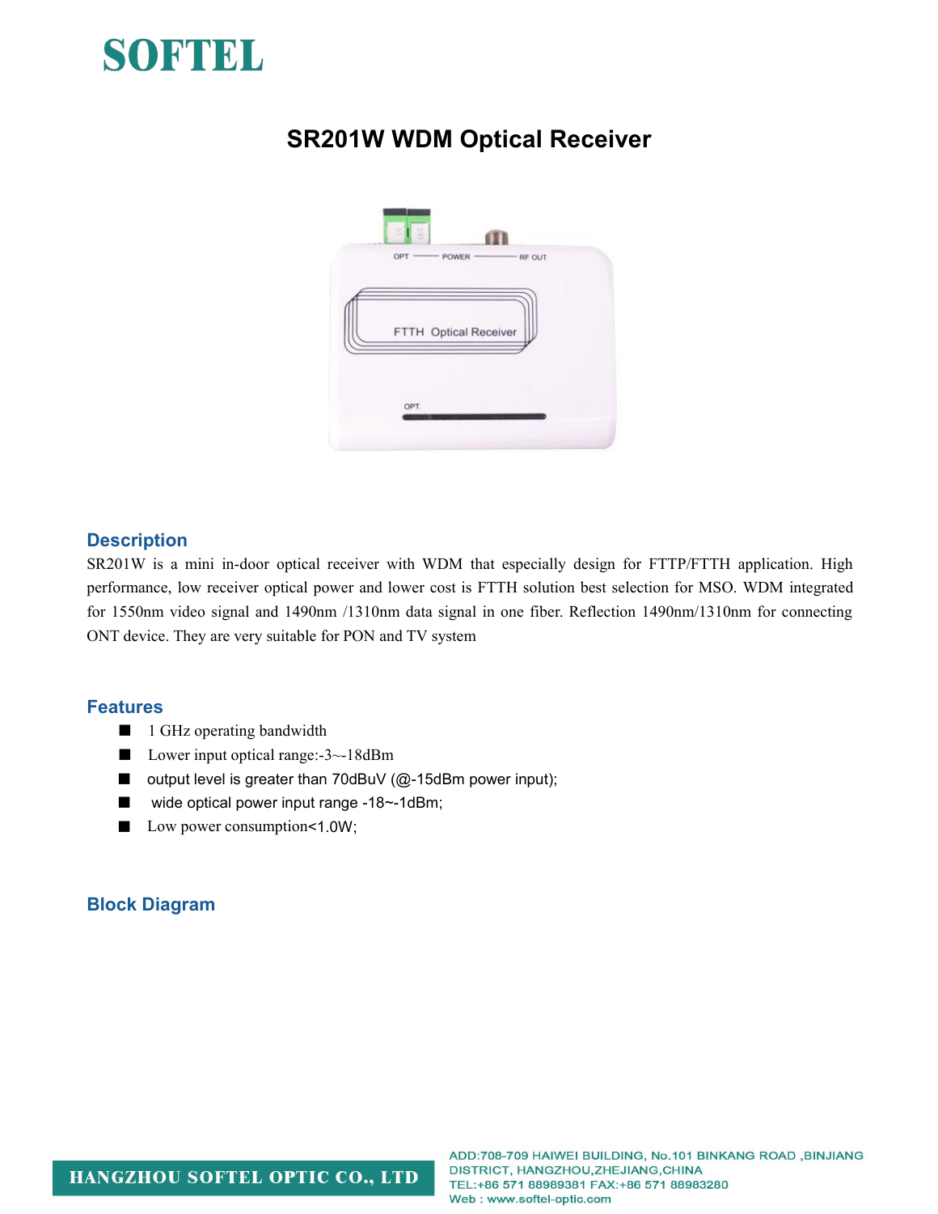# SOFTEL

## SR201W WDM Optical Receiver

### Description

SR201W is a mini in-door optical receiver with WDM that especially design for FTTP/FTTH application. High performance, low receiver optical power and lower cost is FTTH solution best selection for MSO. WDM integrated for 1550nm video signal and 1490nm /1310nm data signal in one fiber. Reflection 1490nm/1310nm for connecting ONT device. They are very suitable for PON and TV system

### Features

- 1 GHz operating bandwidth
- Lower input optical range:-3~-18dBm
- output level is greater than 70dBuV (@-15dBm power input);
- wide optical power input range -18~-1dBm;
- Low power consumption<1.0W;

### Block Diagram

HANGZHOU SOFTEL OPTIC CO., LTD

ADD:708-709 HAIWEI BUILDING, No.101 BINKANG ROAD ,BINJIANG DISTRICT, HANGZHOU,ZHEJIANG,CHINA
TEL:+86 571 88989381 FAX:+86 571 88983280
Web : www.softel-optic.com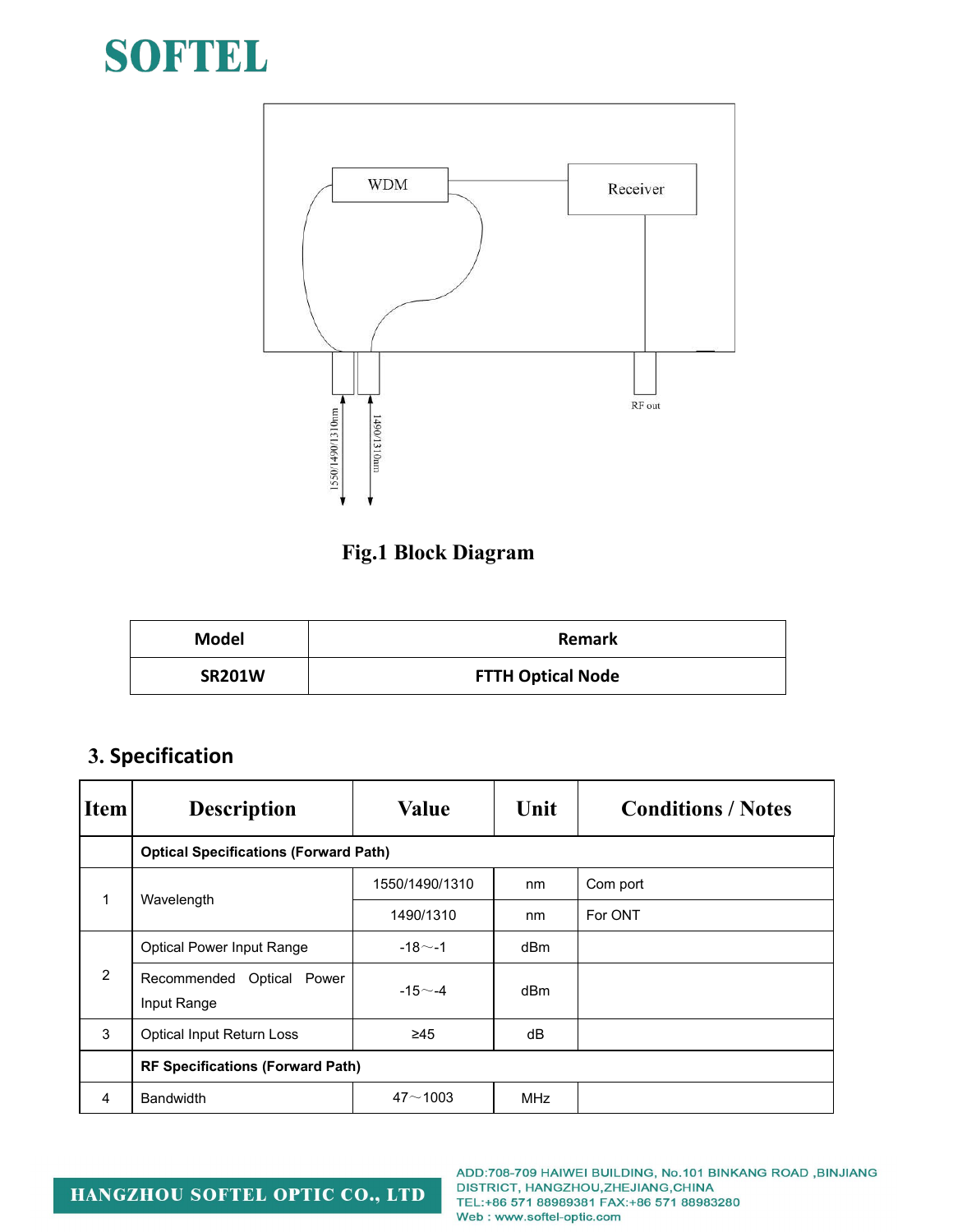Fig.1 Block Diagram

| Model | Remark |
| --- | --- |
| SR201W | FTTH Optical Node |

## 3. Specification

| Item | Description | Value | Unit | Conditions / Notes |
| --- | --- | --- | --- | --- |
| | **Optical Specifications (Forward Path)** | | | |
| 1 | Wavelength | 1550/1490/1310 | nm | Com port |
| | | 1490/1310 | nm | For ONT |
| 2 | Optical Power Input Range | -18～-1 | dBm | |
| | Recommended Optical Power Input Range | -15～-4 | dBm | |
| 3 | Optical Input Return Loss | ≥45 | dB | |
| | **RF Specifications (Forward Path)** | | | |
| 4 | Bandwidth | 47～1003 | MHz | |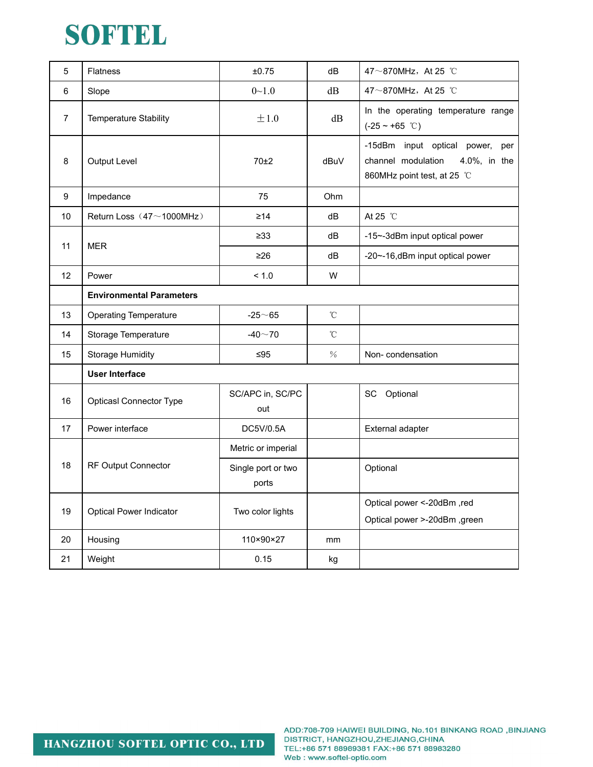# SOFTEL

| | | | | |
|---|---|---|---|---|
| 5 | Flatness | ±0.75 | dB | 47～870MHz，At 25 ℃ |
| 6 | Slope | 0~1.0 | dB | 47～870MHz，At 25 ℃ |
| 7 | Temperature Stability | ±1.0 | dB | In the operating temperature range (-25 ~ +65 ℃) |
| 8 | Output Level | 70±2 | dBuV | -15dBm input optical power, per channel modulation 4.0%, in the 860MHz point test, at 25 ℃ |
| 9 | Impedance | 75 | Ohm | |
| 10 | Return Loss（47～1000MHz） | ≥14 | dB | At 25 ℃ |
| 11 | MER | ≥33 | dB | -15~-3dBm input optical power |
| | | ≥26 | dB | -20~-16,dBm input optical power |
| 12 | Power | < 1.0 | W | |
| | **Environmental Parameters** | | | |
| 13 | Operating Temperature | -25～65 | ℃ | |
| 14 | Storage Temperature | -40～70 | ℃ | |
| 15 | Storage Humidity | ≤95 | % | Non- condensation |
| | **User Interface** | | | |
| 16 | Opticasl Connector Type | SC/APC in, SC/PC out | | SC Optional |
| 17 | Power interface | DC5V/0.5A | | External adapter |
| 18 | RF Output Connector | Metric or imperial | | |
| | | Single port or two ports | | Optional |
| 19 | Optical Power Indicator | Two color lights | | Optical power <-20dBm ,red<br>Optical power >-20dBm ,green |
| 20 | Housing | 110×90×27 | mm | |
| 21 | Weight | 0.15 | kg | |

HANGZHOU SOFTEL OPTIC CO., LTD

ADD:708-709 HAIWEI BUILDING, No.101 BINKANG ROAD ,BINJIANG DISTRICT, HANGZHOU,ZHEJIANG,CHINA
TEL:+86 571 88989381 FAX:+86 571 88983280
Web : www.softel-optic.com